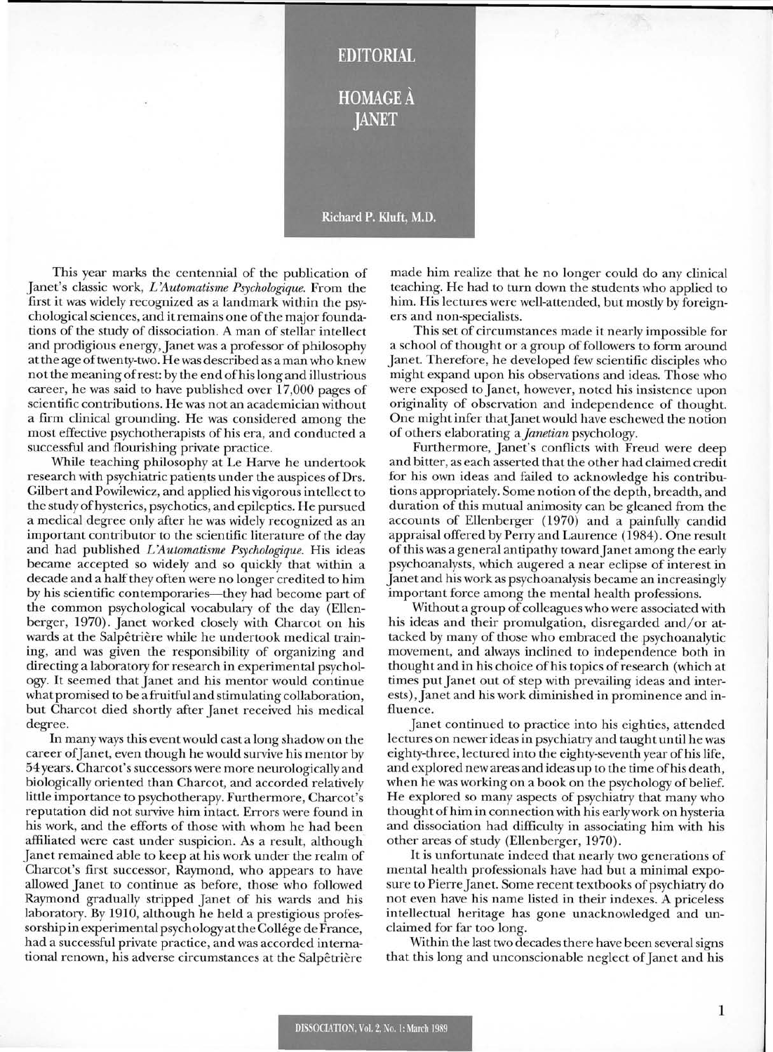# EDITORIAL

## HOMAGE À JANET

**Richard P. Kluft, M.D.**

This year marks the centennial of the publication of Janet's classic work, *L'Automatisme Psychologique*. From the first it was widely recognized as a landmark within the psychological sciences, and it remains one of the major foundations of the study of dissociation. A man of stellar intellect and prodigious energy, Janet was a professor of philosophy at the age of twenty-two. He was described as a man who knew not the meaning of rest: by the end of his long and illustrious career, he was said to have published over 17,000 pages of scientific contributions. He was not an academician without a firm clinical grounding. He was considered among the most effective psychotherapists of his era, and conducted a successful and flourishing private practice.

While teaching philosophy at Le Harve he undertook research with psychiatric patients under the auspices of Drs. Gilbert and Powilewicz, and applied his vigorous intellect to the study of hysterics, psychotics, and epileptics. He pursued a medical degree only after he was widely recognized as an important contributor to the scientific literature of the day and had published *L'Automatisme Psychologique*. His ideas became accepted so widely and so quickly that within a decade and a half they often were no longer credited to him by his scientific contemporaries—they had become part of the common psychological vocabulary of the day (Ellenberger, 1970). Janet worked closely with Charcot on his wards at the Salpêtrière while he undertook medical training, and was given the responsibility of organizing and directing a laboratory for research in experimental psychology. It seemed that Janet and his mentor would continue what promised to be a fruitful and stimulating collaboration, but Charcot died shortly after Janet received his medical degree.

In many ways this event would cast a long shadow on the career of Janet, even though he would survive his mentor by 54 years. Charcot's successors were more neurologically and biologically oriented than Charcot, and accorded relatively little importance to psychotherapy. Furthermore, Charcot's reputation did not survive him intact. Errors were found in his work, and the efforts of those with whom he had been affiliated were cast under suspicion. As a result, although Janet remained able to keep at his work under the realm of Charcot's first successor, Raymond, who appears to have allowed Janet to continue as before, those who followed Raymond gradually stripped Janet of his wards and his laboratory. By 1910, although he held a prestigious professorship in experimental psychology at the Collége de France, had a successful private practice, and was accorded international renown, his adverse circumstances at the Salpêtrière made him realize that he no longer could do any clinical teaching. He had to turn down the students who applied to him. His lectures were well-attended, but mostly by foreigners and non-specialists.

This set of circumstances made it nearly impossible for a school of thought or a group of followers to form around Janet. Therefore, he developed few scientific disciples who might expand upon his observations and ideas. Those who were exposed to Janet, however, noted his insistence upon originality of observation and independence of thought. One might infer that Janet would have eschewed the notion of others elaborating a *Janetian* psychology.

Furthermore, Janet's conflicts with Freud were deep and bitter, as each asserted that the other had claimed credit for his own ideas and failed to acknowledge his contributions appropriately. Some notion of the depth, breadth, and duration of this mutual animosity can be gleaned from the accounts of Ellenberger (1970) and a painfully candid appraisal offered by Perry and Laurence (1984). One result of this was a general antipathy toward Janet among the early psychoanalysts, which augered a near eclipse of interest in Janet and his work as psychoanalysis became an increasingly important force among the mental health professions.

Without a group of colleagues who were associated with his ideas and their promulgation, disregarded and/or attacked by many of those who embraced the psychoanalytic movement, and always inclined to independence both in thought and in his choice of his topics of research (which at times put Janet out of step with prevailing ideas and interests), Janet and his work diminished in prominence and influence.

Janet continued to practice into his eighties, attended lectures on newer ideas in psychiatry and taught until he was eighty-three, lectured into the eighty-seventh year of his life, and explored new areas and ideas up to the time of his death, when he was working on a book on the psychology of belief. He explored so many aspects of psychiatry that many who thought of him in connection with his early work on hysteria and dissociation had difficulty in associating him with his other areas of study (Ellenberger, 1970).

It is unfortunate indeed that nearly two generations of mental health professionals have had but a minimal exposure to Pierre Janet. Some recent textbooks of psychiatry do not even have his name listed in their indexes. A priceless intellectual heritage has gone unacknowledged and unclaimed for far too long.

Within the last two decades there have been several signs that this long and unconscionable neglect of Janet and his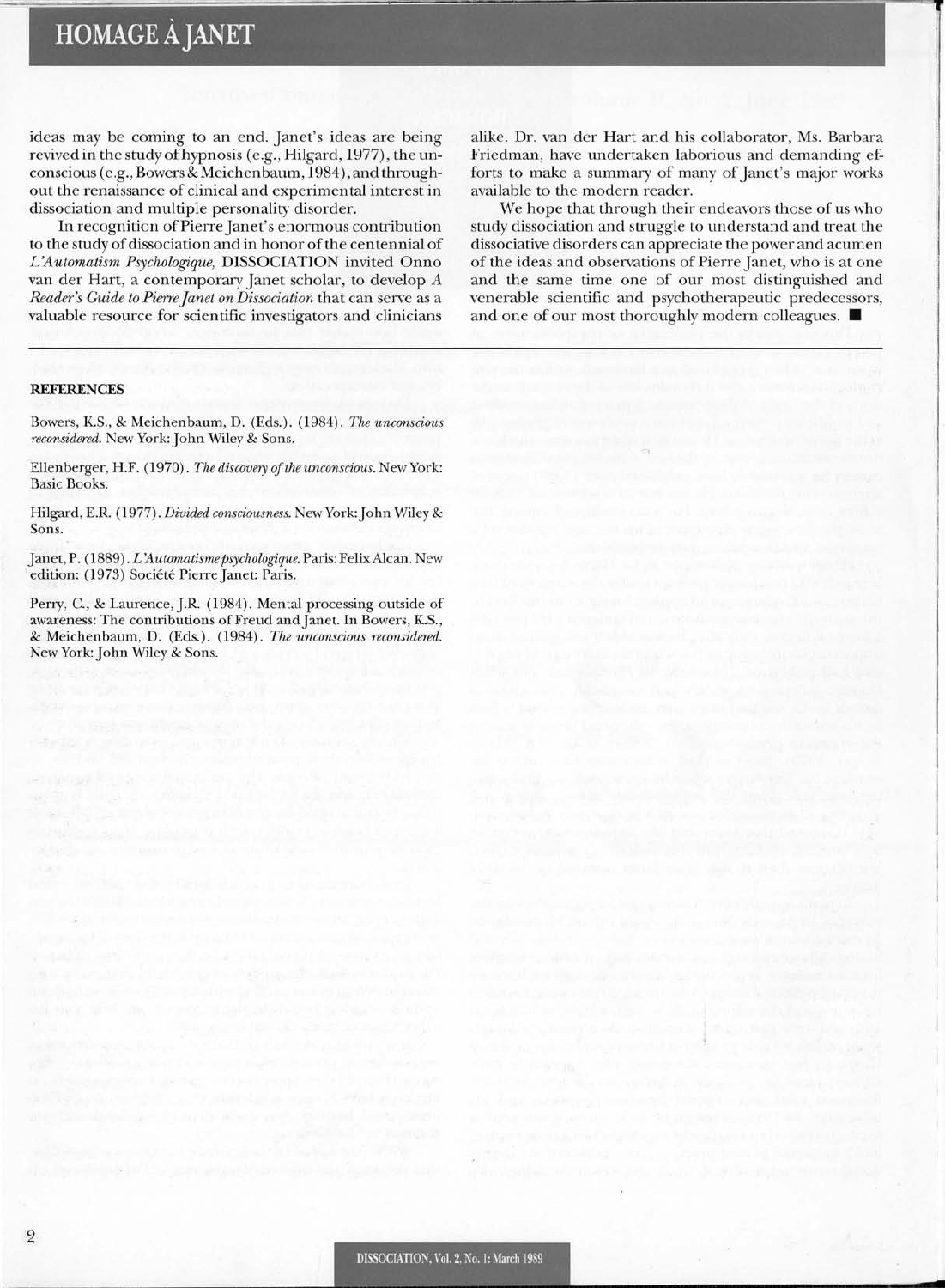ideas may be coming to an end. Janet's ideas are being revived in the study of hypnosis (e.g., Hilgard, 1977), the unconscious (e.g., Bowers & Meichenbaum, 1984), and throughout the renaissance of clinical and experimental interest in dissociation and multiple personality disorder.

In recognition of Pierre Janet's enormous contribution to the study of dissociation and in honor of the centennial of *L'Automatism Psychologique*, DISSOCIATION invited Onno van der Hart, a contemporary Janet scholar, to develop *A Reader's Guide to Pierre Janet on Dissociation* that can serve as a valuable resource for scientific investigators and clinicians alike. Dr. van der Hart and his collaborator, Ms. Barbara Friedman, have undertaken laborious and demanding efforts to make a summary of many of Janet's major works available to the modern reader.

We hope that through their endeavors those of us who study dissociation and struggle to understand and treat the dissociative disorders can appreciate the power and acumen of the ideas and observations of Pierre Janet, who is at one and the same time one of our most distinguished and venerable scientific and psychotherapeutic predecessors, and one of our most thoroughly modern colleagues. ■

## REFERENCES

Bowers, K.S., & Meichenbaum, D. (Eds.). (1984). *The unconscious reconsidered.* New York: John Wiley & Sons.

Ellenberger, H.F. (1970). *The discovery of the unconscious.* New York: Basic Books.

Hilgard, E.R. (1977). *Divided consciousness.* New York: John Wiley & Sons.

Janet, P. (1889). *L'Automatisme psychologique.* Paris: Felix Alcan. New edition: (1973) Société Pierre Janet: Paris.

Perry, C., & Laurence, J.R. (1984). Mental processing outside of awareness: The contributions of Freud and Janet. In Bowers, K.S., & Meichenbaum, D. (Eds.). (1984). *The unconscious reconsidered.* New York: John Wiley & Sons.